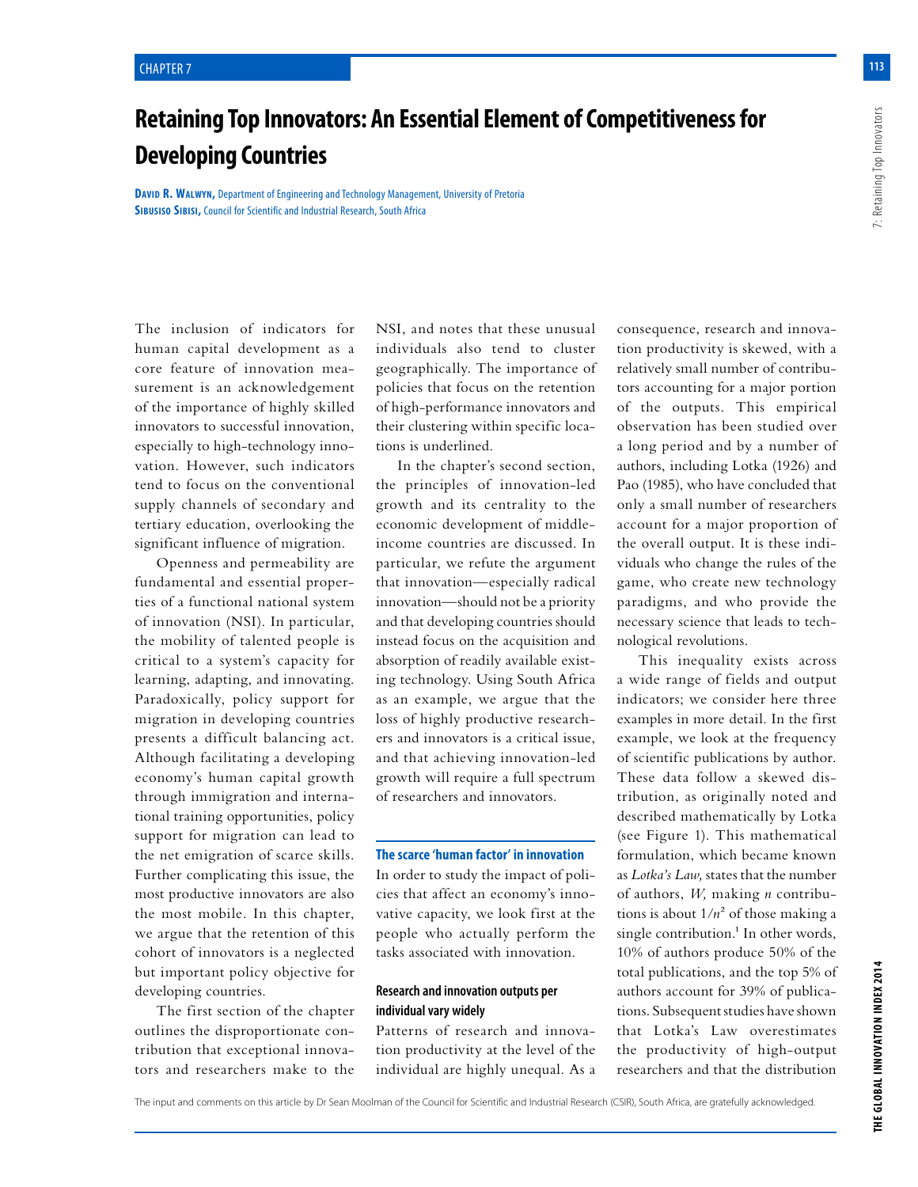CHAPTER 7

# Retaining Top Innovators: An Essential Element of Competitiveness for Developing Countries

**David R. Walwyn,** Department of Engineering and Technology Management, University of Pretoria
**Sibusiso Sibisi,** Council for Scientific and Industrial Research, South Africa

The inclusion of indicators for human capital development as a core feature of innovation measurement is an acknowledgement of the importance of highly skilled innovators to successful innovation, especially to high-technology innovation. However, such indicators tend to focus on the conventional supply channels of secondary and tertiary education, overlooking the significant influence of migration.

Openness and permeability are fundamental and essential properties of a functional national system of innovation (NSI). In particular, the mobility of talented people is critical to a system's capacity for learning, adapting, and innovating. Paradoxically, policy support for migration in developing countries presents a difficult balancing act. Although facilitating a developing economy's human capital growth through immigration and international training opportunities, policy support for migration can lead to the net emigration of scarce skills. Further complicating this issue, the most productive innovators are also the most mobile. In this chapter, we argue that the retention of this cohort of innovators is a neglected but important policy objective for developing countries.

The first section of the chapter outlines the disproportionate contribution that exceptional innovators and researchers make to the NSI, and notes that these unusual individuals also tend to cluster geographically. The importance of policies that focus on the retention of high-performance innovators and their clustering within specific locations is underlined.

In the chapter's second section, the principles of innovation-led growth and its centrality to the economic development of middle-income countries are discussed. In particular, we refute the argument that innovation—especially radical innovation—should not be a priority and that developing countries should instead focus on the acquisition and absorption of readily available existing technology. Using South Africa as an example, we argue that the loss of highly productive researchers and innovators is a critical issue, and that achieving innovation-led growth will require a full spectrum of researchers and innovators.

## The scarce 'human factor' in innovation

In order to study the impact of policies that affect an economy's innovative capacity, we look first at the people who actually perform the tasks associated with innovation.

### Research and innovation outputs per individual vary widely

Patterns of research and innovation productivity at the level of the individual are highly unequal. As a consequence, research and innovation productivity is skewed, with a relatively small number of contributors accounting for a major portion of the outputs. This empirical observation has been studied over a long period and by a number of authors, including Lotka (1926) and Pao (1985), who have concluded that only a small number of researchers account for a major proportion of the overall output. It is these individuals who change the rules of the game, who create new technology paradigms, and who provide the necessary science that leads to technological revolutions.

This inequality exists across a wide range of fields and output indicators; we consider here three examples in more detail. In the first example, we look at the frequency of scientific publications by author. These data follow a skewed distribution, as originally noted and described mathematically by Lotka (see Figure 1). This mathematical formulation, which became known as *Lotka's Law,* states that the number of authors, *W,* making *n* contributions is about $1/n^2$ of those making a single contribution.[1] In other words, 10% of authors produce 50% of the total publications, and the top 5% of authors account for 39% of publications. Subsequent studies have shown that Lotka's Law overestimates the productivity of high-output researchers and that the distribution

The input and comments on this article by Dr Sean Moolman of the Council for Scientific and Industrial Research (CSIR), South Africa, are gratefully acknowledged.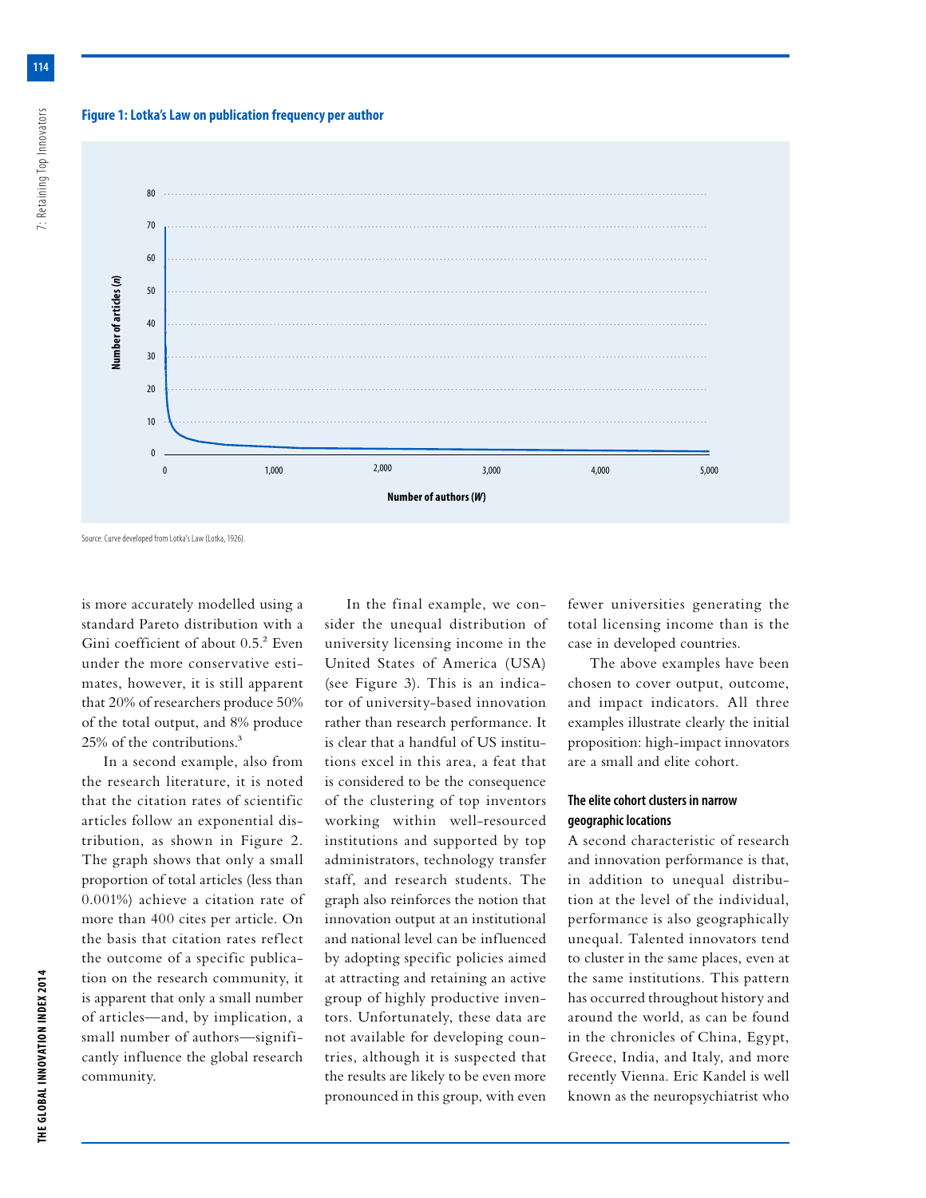**Figure 1: Lotka's Law on publication frequency per author**

Source: Curve developed from Lotka's Law (Lotka, 1926).

is more accurately modelled using a standard Pareto distribution with a Gini coefficient of about 0.5.[2] Even under the more conservative estimates, however, it is still apparent that 20% of researchers produce 50% of the total output, and 8% produce 25% of the contributions.[3]

In a second example, also from the research literature, it is noted that the citation rates of scientific articles follow an exponential distribution, as shown in Figure 2. The graph shows that only a small proportion of total articles (less than 0.001%) achieve a citation rate of more than 400 cites per article. On the basis that citation rates reflect the outcome of a specific publication on the research community, it is apparent that only a small number of articles—and, by implication, a small number of authors—significantly influence the global research community.

In the final example, we consider the unequal distribution of university licensing income in the United States of America (USA) (see Figure 3). This is an indicator of university-based innovation rather than research performance. It is clear that a handful of US institutions excel in this area, a feat that is considered to be the consequence of the clustering of top inventors working within well-resourced institutions and supported by top administrators, technology transfer staff, and research students. The graph also reinforces the notion that innovation output at an institutional and national level can be influenced by adopting specific policies aimed at attracting and retaining an active group of highly productive inventors. Unfortunately, these data are not available for developing countries, although it is suspected that the results are likely to be even more pronounced in this group, with even fewer universities generating the total licensing income than is the case in developed countries.

The above examples have been chosen to cover output, outcome, and impact indicators. All three examples illustrate clearly the initial proposition: high-impact innovators are a small and elite cohort.

### The elite cohort clusters in narrow geographic locations

A second characteristic of research and innovation performance is that, in addition to unequal distribution at the level of the individual, performance is also geographically unequal. Talented innovators tend to cluster in the same places, even at the same institutions. This pattern has occurred throughout history and around the world, as can be found in the chronicles of China, Egypt, Greece, India, and Italy, and more recently Vienna. Eric Kandel is well known as the neuropsychiatrist who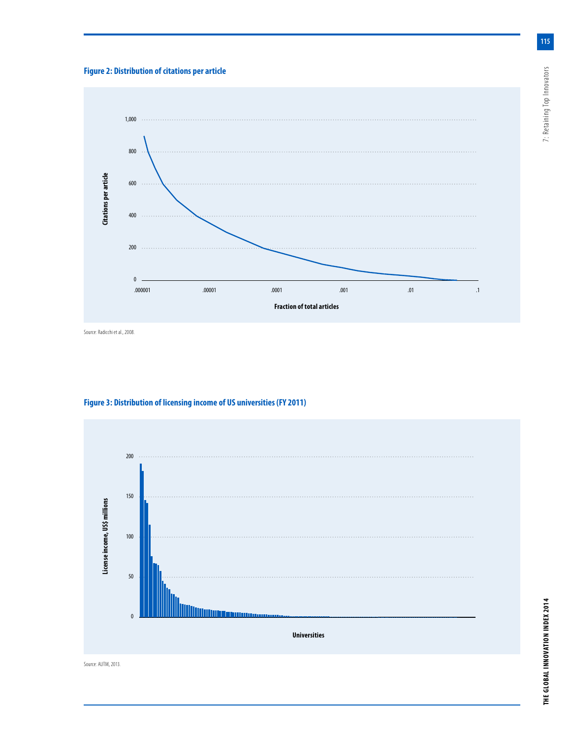**Figure 2: Distribution of citations per article**

Source: Radicchi et al., 2008.

**Figure 3: Distribution of licensing income of US universities (FY 2011)**

Source: AUTM, 2013.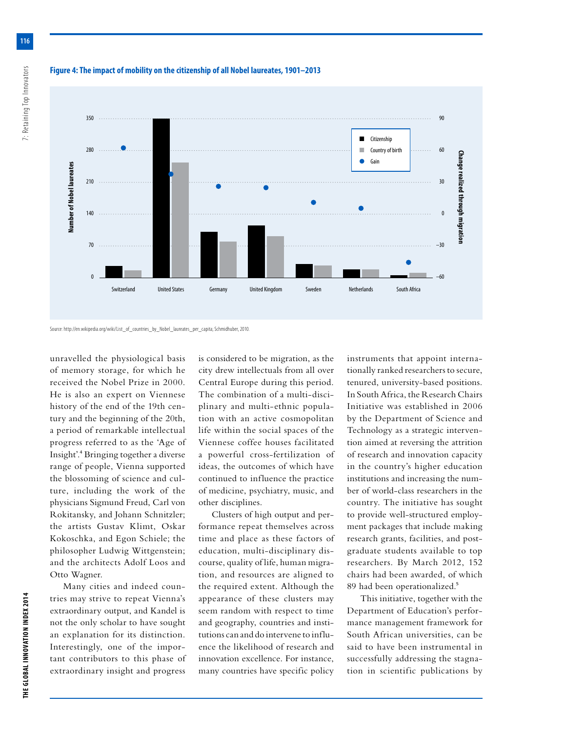**Figure 4: The impact of mobility on the citizenship of all Nobel laureates, 1901–2013**

Source: http://en.wikipedia.org/wiki/List_of_countries_by_Nobel_laureates_per_capita; Schmidhuber, 2010.

unravelled the physiological basis of memory storage, for which he received the Nobel Prize in 2000. He is also an expert on Viennese history of the end of the 19th century and the beginning of the 20th, a period of remarkable intellectual progress referred to as the 'Age of Insight'.[4] Bringing together a diverse range of people, Vienna supported the blossoming of science and culture, including the work of the physicians Sigmund Freud, Carl von Rokitansky, and Johann Schnitzler; the artists Gustav Klimt, Oskar Kokoschka, and Egon Schiele; the philosopher Ludwig Wittgenstein; and the architects Adolf Loos and Otto Wagner.

Many cities and indeed countries may strive to repeat Vienna's extraordinary output, and Kandel is not the only scholar to have sought an explanation for its distinction. Interestingly, one of the important contributors to this phase of extraordinary insight and progress is considered to be migration, as the city drew intellectuals from all over Central Europe during this period. The combination of a multi-disciplinary and multi-ethnic population with an active cosmopolitan life within the social spaces of the Viennese coffee houses facilitated a powerful cross-fertilization of ideas, the outcomes of which have continued to influence the practice of medicine, psychiatry, music, and other disciplines.

Clusters of high output and performance repeat themselves across time and place as these factors of education, multi-disciplinary discourse, quality of life, human migration, and resources are aligned to the required extent. Although the appearance of these clusters may seem random with respect to time and geography, countries and institutions can and do intervene to influence the likelihood of research and innovation excellence. For instance, many countries have specific policy instruments that appoint internationally ranked researchers to secure, tenured, university-based positions. In South Africa, the Research Chairs Initiative was established in 2006 by the Department of Science and Technology as a strategic intervention aimed at reversing the attrition of research and innovation capacity in the country's higher education institutions and increasing the number of world-class researchers in the country. The initiative has sought to provide well-structured employment packages that include making research grants, facilities, and postgraduate students available to top researchers. By March 2012, 152 chairs had been awarded, of which 89 had been operationalized.[5]

This initiative, together with the Department of Education's performance management framework for South African universities, can be said to have been instrumental in successfully addressing the stagnation in scientific publications by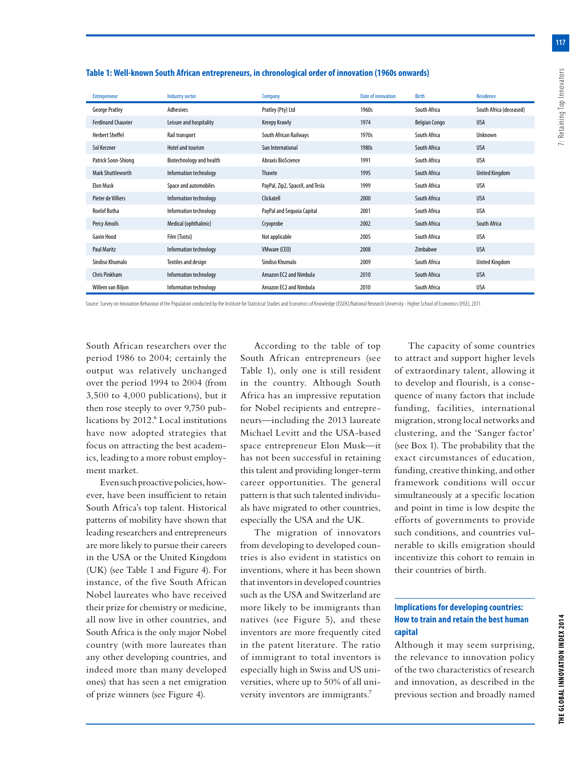**Table 1: Well-known South African entrepreneurs, in chronological order of innovation (1960s onwards)**

| Entrepreneur | Industry sector | Company | Date of innovation | Birth | Residence |
|---|---|---|---|---|---|
| George Pratley | Adhesives | Pratley (Pty) Ltd | 1960s | South Africa | South Africa (deceased) |
| Ferdinand Chauvier | Leisure and hospitality | Kreepy Krawly | 1974 | Belgian Congo | USA |
| Herbert Sheffel | Rail transport | South African Railways | 1970s | South Africa | Unknown |
| Sol Kerzner | Hotel and tourism | Sun International | 1980s | South Africa | USA |
| Patrick Soon-Shiong | Biotechnology and health | Abraxis BioScience | 1991 | South Africa | USA |
| Mark Shuttleworth | Information technology | Thawte | 1995 | South Africa | United Kingdom |
| Elon Musk | Space and automobiles | PayPal, Zip2, SpaceX, and Tesla | 1999 | South Africa | USA |
| Pieter de Villiers | Information technology | Clickatell | 2000 | South Africa | USA |
| Roelof Botha | Information technology | PayPal and Sequoia Capital | 2001 | South Africa | USA |
| Percy Amoils | Medical (ophthalmic) | Cryoprobe | 2002 | South Africa | South Africa |
| Gavin Hood | Film (Tsotsi) | Not applicable | 2005 | South Africa | USA |
| Paul Maritz | Information technology | VMware (CEO) | 2008 | Zimbabwe | USA |
| Sindiso Khumalo | Textiles and design | Sindiso Khumalo | 2009 | South Africa | United Kingdom |
| Chris Pinkham | Information technology | Amazon EC2 and Nimbula | 2010 | South Africa | USA |
| Willem van Biljon | Information technology | Amazon EC2 and Nimbula | 2010 | South Africa | USA |

Source: Survey on Innovation Behaviour of the Population conducted by the Institute for Statistical Studies and Economics of Knowledge (ISSEK)/National Research University – Higher School of Economics (HSE), 2011.

South African researchers over the period 1986 to 2004; certainly the output was relatively unchanged over the period 1994 to 2004 (from 3,500 to 4,000 publications), but it then rose steeply to over 9,750 publications by 2012.[6] Local institutions have now adopted strategies that focus on attracting the best academics, leading to a more robust employment market.

Even such proactive policies, however, have been insufficient to retain South Africa's top talent. Historical patterns of mobility have shown that leading researchers and entrepreneurs are more likely to pursue their careers in the USA or the United Kingdom (UK) (see Table 1 and Figure 4). For instance, of the five South African Nobel laureates who have received their prize for chemistry or medicine, all now live in other countries, and South Africa is the only major Nobel country (with more laureates than any other developing countries, and indeed more than many developed ones) that has seen a net emigration of prize winners (see Figure 4).

According to the table of top South African entrepreneurs (see Table 1), only one is still resident in the country. Although South Africa has an impressive reputation for Nobel recipients and entrepreneurs—including the 2013 laureate Michael Levitt and the USA-based space entrepreneur Elon Musk—it has not been successful in retaining this talent and providing longer-term career opportunities. The general pattern is that such talented individuals have migrated to other countries, especially the USA and the UK.

The migration of innovators from developing to developed countries is also evident in statistics on inventions, where it has been shown that inventors in developed countries such as the USA and Switzerland are more likely to be immigrants than natives (see Figure 5), and these inventors are more frequently cited in the patent literature. The ratio of immigrant to total inventors is especially high in Swiss and US universities, where up to 50% of all university inventors are immigrants.[7]

The capacity of some countries to attract and support higher levels of extraordinary talent, allowing it to develop and flourish, is a consequence of many factors that include funding, facilities, international migration, strong local networks and clustering, and the 'Sanger factor' (see Box 1). The probability that the exact circumstances of education, funding, creative thinking, and other framework conditions will occur simultaneously at a specific location and point in time is low despite the efforts of governments to provide such conditions, and countries vulnerable to skills emigration should incentivize this cohort to remain in their countries of birth.

## Implications for developing countries: How to train and retain the best human capital

Although it may seem surprising, the relevance to innovation policy of the two characteristics of research and innovation, as described in the previous section and broadly named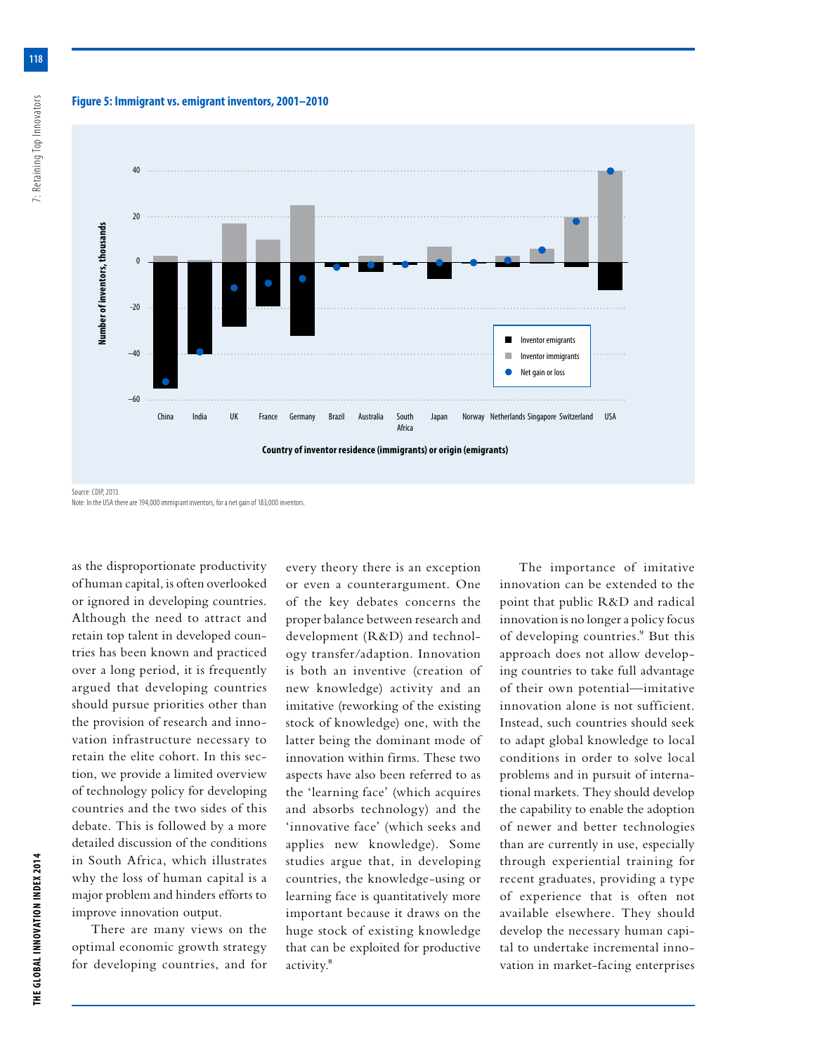**Figure 5: Immigrant vs. emigrant inventors, 2001–2010**

Source: CDIP, 2013.
Note: In the USA there are 194,000 immigrant inventors, for a net gain of 183,000 inventors.

as the disproportionate productivity of human capital, is often overlooked or ignored in developing countries. Although the need to attract and retain top talent in developed countries has been known and practiced over a long period, it is frequently argued that developing countries should pursue priorities other than the provision of research and innovation infrastructure necessary to retain the elite cohort. In this section, we provide a limited overview of technology policy for developing countries and the two sides of this debate. This is followed by a more detailed discussion of the conditions in South Africa, which illustrates why the loss of human capital is a major problem and hinders efforts to improve innovation output.

There are many views on the optimal economic growth strategy for developing countries, and for every theory there is an exception or even a counterargument. One of the key debates concerns the proper balance between research and development (R&D) and technology transfer/adaption. Innovation is both an inventive (creation of new knowledge) activity and an imitative (reworking of the existing stock of knowledge) one, with the latter being the dominant mode of innovation within firms. These two aspects have also been referred to as the 'learning face' (which acquires and absorbs technology) and the 'innovative face' (which seeks and applies new knowledge). Some studies argue that, in developing countries, the knowledge-using or learning face is quantitatively more important because it draws on the huge stock of existing knowledge that can be exploited for productive activity.[8]

The importance of imitative innovation can be extended to the point that public R&D and radical innovation is no longer a policy focus of developing countries.[9] But this approach does not allow developing countries to take full advantage of their own potential—imitative innovation alone is not sufficient. Instead, such countries should seek to adapt global knowledge to local conditions in order to solve local problems and in pursuit of international markets. They should develop the capability to enable the adoption of newer and better technologies than are currently in use, especially through experiential training for recent graduates, providing a type of experience that is often not available elsewhere. They should develop the necessary human capital to undertake incremental innovation in market-facing enterprises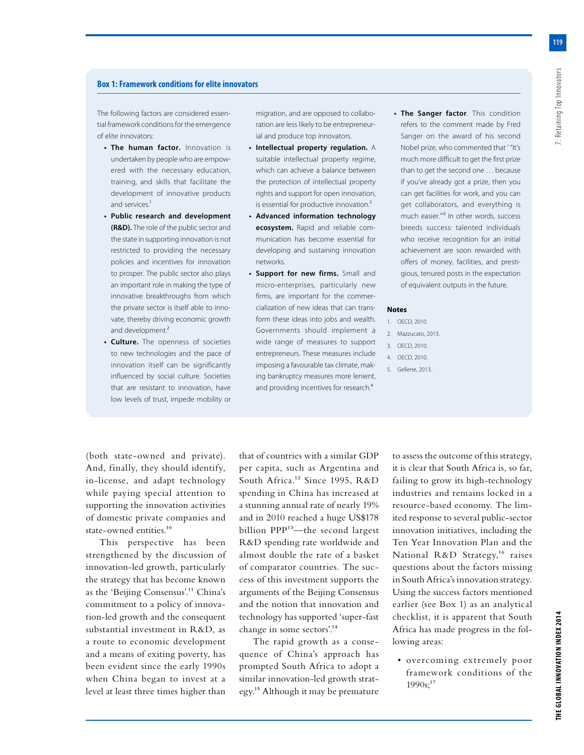### Box 1: Framework conditions for elite innovators

The following factors are considered essential framework conditions for the emergence of elite innovators:

- **The human factor.** Innovation is undertaken by people who are empowered with the necessary education, training, and skills that facilitate the development of innovative products and services.[1]
- **Public research and development (R&D).** The role of the public sector and the state in supporting innovation is not restricted to providing the necessary policies and incentives for innovation to prosper. The public sector also plays an important role in making the type of innovative breakthroughs from which the private sector is itself able to innovate, thereby driving economic growth and development.[2]
- **Culture.** The openness of societies to new technologies and the pace of innovation itself can be significantly influenced by social culture. Societies that are resistant to innovation, have low levels of trust, impede mobility or migration, and are opposed to collaboration are less likely to be entrepreneurial and produce top innovators.
- **Intellectual property regulation.** A suitable intellectual property regime, which can achieve a balance between the protection of intellectual property rights and support for open innovation, is essential for productive innovation.[3]
- **Advanced information technology ecosystem.** Rapid and reliable communication has become essential for developing and sustaining innovation networks.
- **Support for new firms.** Small and micro-enterprises, particularly new firms, are important for the commercialization of new ideas that can transform these ideas into jobs and wealth. Governments should implement a wide range of measures to support entrepreneurs. These measures include imposing a favourable tax climate, making bankruptcy measures more lenient, and providing incentives for research.[4]
- **The Sanger factor**. This condition refers to the comment made by Fred Sanger on the award of his second Nobel prize, who commented that ' "It's much more difficult to get the first prize than to get the second one . . . because if you've already got a prize, then you can get facilities for work, and you can get collaborators, and everything is much easier." '[5] In other words, success breeds success: talented individuals who receive recognition for an initial achievement are soon rewarded with offers of money, facilities, and prestigious, tenured posts in the expectation of equivalent outputs in the future.

**Notes**

1. OECD, 2010.
2. Mazzucato, 2013.
3. OECD, 2010.
4. OECD, 2010.
5. Gellene, 2013.

(both state-owned and private). And, finally, they should identify, in-license, and adapt technology while paying special attention to supporting the innovation activities of domestic private companies and state-owned entities.[10]

This perspective has been strengthened by the discussion of innovation-led growth, particularly the strategy that has become known as the 'Beijing Consensus'.[11] China's commitment to a policy of innovation-led growth and the consequent substantial investment in R&D, as a route to economic development and a means of exiting poverty, has been evident since the early 1990s when China began to invest at a level at least three times higher than that of countries with a similar GDP per capita, such as Argentina and South Africa.[12] Since 1995, R&D spending in China has increased at a stunning annual rate of nearly 19% and in 2010 reached a huge US$178 billion PPP[13]—the second largest R&D spending rate worldwide and almost double the rate of a basket of comparator countries. The success of this investment supports the arguments of the Beijing Consensus and the notion that innovation and technology has supported 'super-fast change in some sectors'.[14]

The rapid growth as a consequence of China's approach has prompted South Africa to adopt a similar innovation-led growth strategy.[15] Although it may be premature to assess the outcome of this strategy, it is clear that South Africa is, so far, failing to grow its high-technology industries and remains locked in a resource-based economy. The limited response to several public-sector innovation initiatives, including the Ten Year Innovation Plan and the National R&D Strategy,[16] raises questions about the factors missing in South Africa's innovation strategy. Using the success factors mentioned earlier (see Box 1) as an analytical checklist, it is apparent that South Africa has made progress in the following areas:

- overcoming extremely poor framework conditions of the 1990s;[17]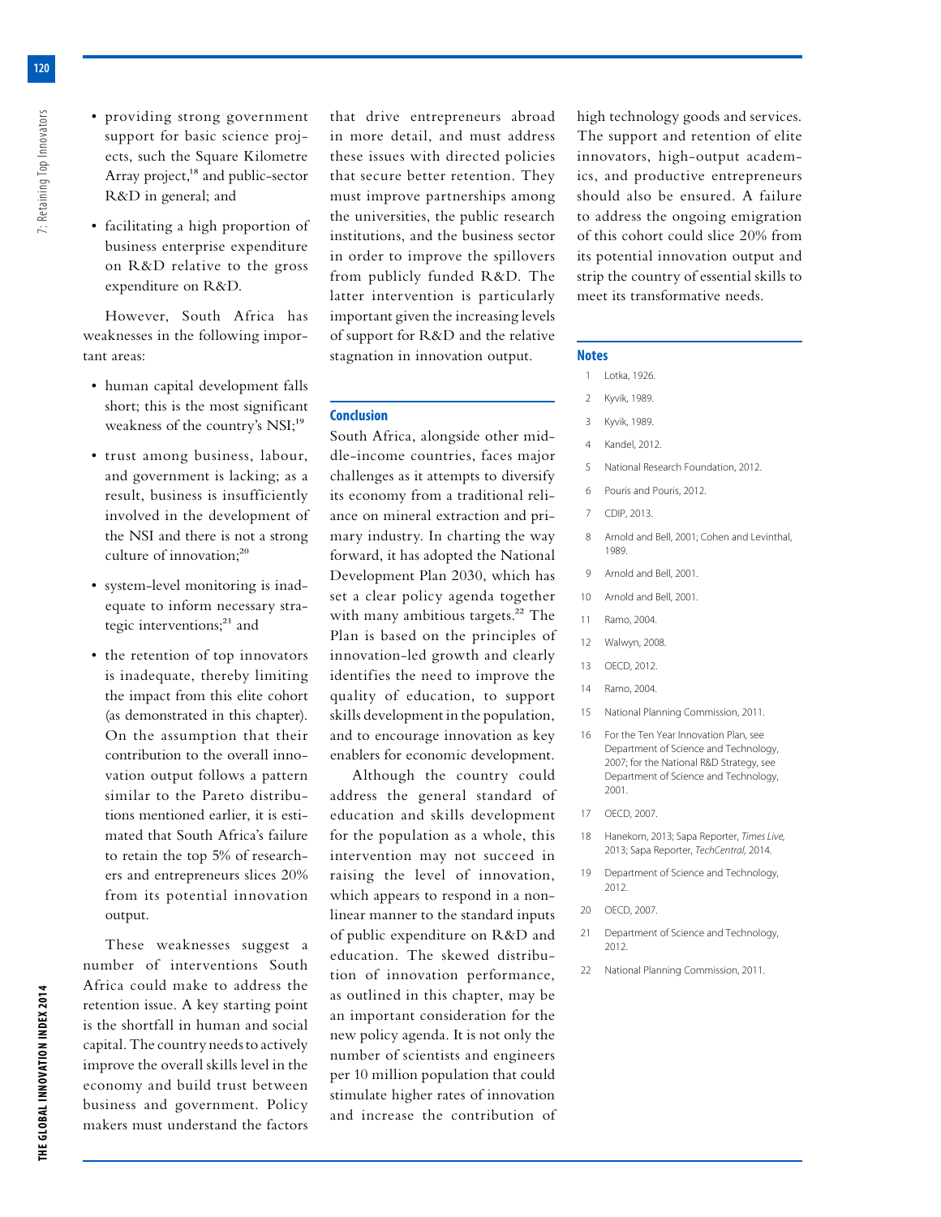- providing strong government support for basic science projects, such the Square Kilometre Array project,[18] and public-sector R&D in general; and
- facilitating a high proportion of business enterprise expenditure on R&D relative to the gross expenditure on R&D.

However, South Africa has weaknesses in the following important areas:

- human capital development falls short; this is the most significant weakness of the country's NSI;[19]
- trust among business, labour, and government is lacking; as a result, business is insufficiently involved in the development of the NSI and there is not a strong culture of innovation;[20]
- system-level monitoring is inadequate to inform necessary strategic interventions;[21] and
- the retention of top innovators is inadequate, thereby limiting the impact from this elite cohort (as demonstrated in this chapter). On the assumption that their contribution to the overall innovation output follows a pattern similar to the Pareto distributions mentioned earlier, it is estimated that South Africa's failure to retain the top 5% of researchers and entrepreneurs slices 20% from its potential innovation output.

These weaknesses suggest a number of interventions South Africa could make to address the retention issue. A key starting point is the shortfall in human and social capital. The country needs to actively improve the overall skills level in the economy and build trust between business and government. Policy makers must understand the factors that drive entrepreneurs abroad in more detail, and must address these issues with directed policies that secure better retention. They must improve partnerships among the universities, the public research institutions, and the business sector in order to improve the spillovers from publicly funded R&D. The latter intervention is particularly important given the increasing levels of support for R&D and the relative stagnation in innovation output.

## Conclusion

South Africa, alongside other middle-income countries, faces major challenges as it attempts to diversify its economy from a traditional reliance on mineral extraction and primary industry. In charting the way forward, it has adopted the National Development Plan 2030, which has set a clear policy agenda together with many ambitious targets.[22] The Plan is based on the principles of innovation-led growth and clearly identifies the need to improve the quality of education, to support skills development in the population, and to encourage innovation as key enablers for economic development.

Although the country could address the general standard of education and skills development for the population as a whole, this intervention may not succeed in raising the level of innovation, which appears to respond in a nonlinear manner to the standard inputs of public expenditure on R&D and education. The skewed distribution of innovation performance, as outlined in this chapter, may be an important consideration for the new policy agenda. It is not only the number of scientists and engineers per 10 million population that could stimulate higher rates of innovation and increase the contribution of high technology goods and services. The support and retention of elite innovators, high-output academics, and productive entrepreneurs should also be ensured. A failure to address the ongoing emigration of this cohort could slice 20% from its potential innovation output and strip the country of essential skills to meet its transformative needs.

### Notes

1. Lotka, 1926.
2. Kyvik, 1989.
3. Kyvik, 1989.
4. Kandel, 2012.
5. National Research Foundation, 2012.
6. Pouris and Pouris, 2012.
7. CDIP, 2013.
8. Arnold and Bell, 2001; Cohen and Levinthal, 1989.
9. Arnold and Bell, 2001.
10. Arnold and Bell, 2001.
11. Ramo, 2004.
12. Walwyn, 2008.
13. OECD, 2012.
14. Ramo, 2004.
15. National Planning Commission, 2011.
16. For the Ten Year Innovation Plan, see Department of Science and Technology, 2007; for the National R&D Strategy, see Department of Science and Technology, 2001.
17. OECD, 2007.
18. Hanekom, 2013; Sapa Reporter, *Times Live,* 2013; Sapa Reporter, *TechCentral,* 2014.
19. Department of Science and Technology, 2012.
20. OECD, 2007.
21. Department of Science and Technology, 2012.
22. National Planning Commission, 2011.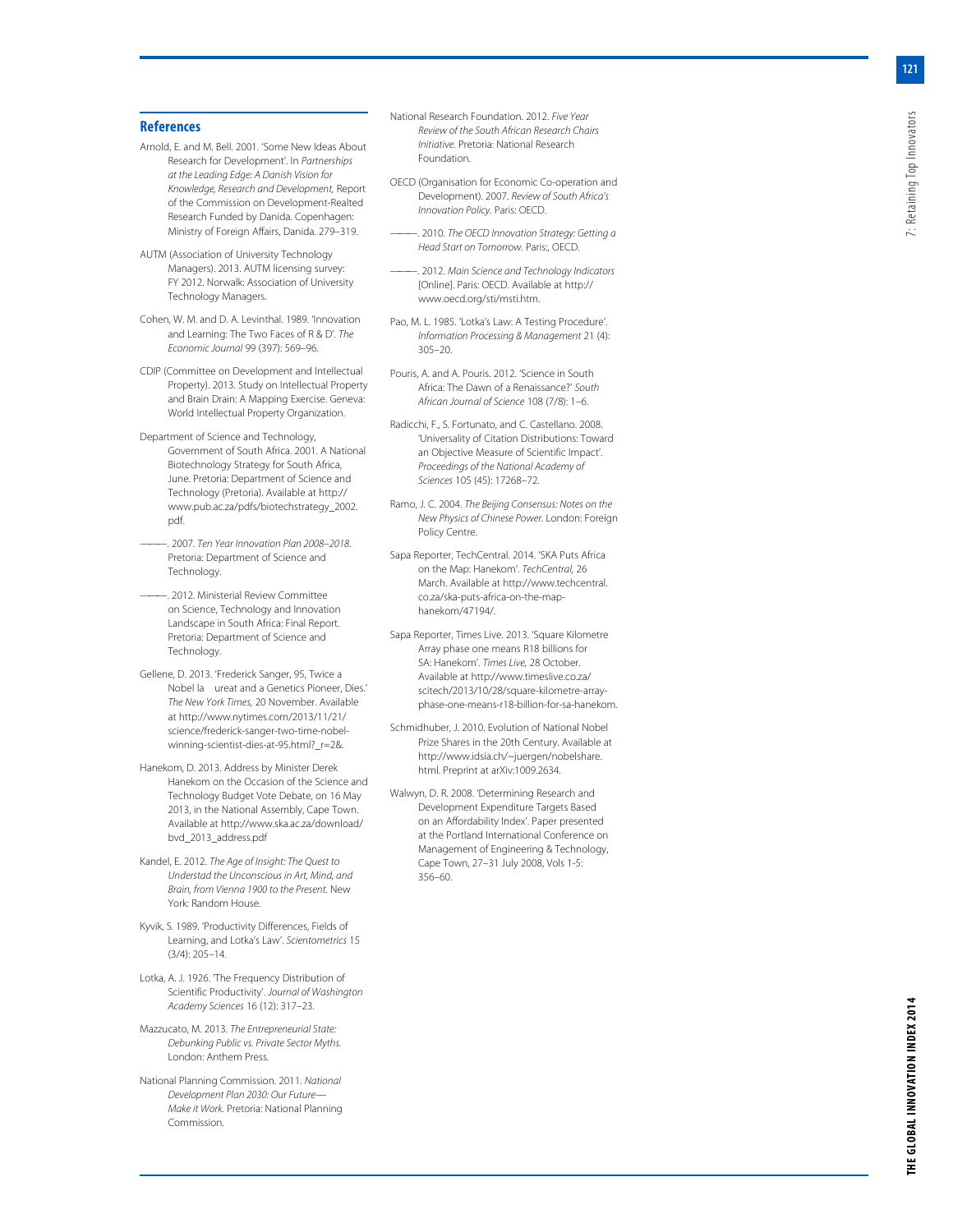## References

Arnold, E. and M. Bell. 2001. 'Some New Ideas About Research for Development'. In *Partnerships at the Leading Edge: A Danish Vision for Knowledge, Research and Development,* Report of the Commission on Development-Realted Research Funded by Danida. Copenhagen: Ministry of Foreign Affairs, Danida. 279–319.

AUTM (Association of University Technology Managers). 2013. AUTM licensing survey: FY 2012. Norwalk: Association of University Technology Managers.

Cohen, W. M. and D. A. Levinthal. 1989. 'Innovation and Learning: The Two Faces of R & D'. *The Economic Journal* 99 (397): 569–96.

CDIP (Committee on Development and Intellectual Property). 2013. Study on Intellectual Property and Brain Drain: A Mapping Exercise. Geneva: World Intellectual Property Organization.

Department of Science and Technology, Government of South Africa. 2001. A National Biotechnology Strategy for South Africa, June. Pretoria: Department of Science and Technology (Pretoria). Available at http://www.pub.ac.za/pdfs/biotechstrategy_2002.pdf.

———. 2007. *Ten Year Innovation Plan 2008–2018.* Pretoria: Department of Science and Technology.

———. 2012. Ministerial Review Committee on Science, Technology and Innovation Landscape in South Africa: Final Report. Pretoria: Department of Science and Technology.

Gellene, D. 2013. 'Frederick Sanger, 95, Twice a Nobel la ureat and a Genetics Pioneer, Dies.' *The New York Times,* 20 November. Available at http://www.nytimes.com/2013/11/21/science/frederick-sanger-two-time-nobel-winning-scientist-dies-at-95.html?_r=2&.

Hanekom, D. 2013. Address by Minister Derek Hanekom on the Occasion of the Science and Technology Budget Vote Debate, on 16 May 2013, in the National Assembly, Cape Town. Available at http://www.ska.ac.za/download/bvd_2013_address.pdf

Kandel, E. 2012. *The Age of Insight: The Quest to Understad the Unconscious in Art, Mind, and Brain, from Vienna 1900 to the Present.* New York: Random House.

Kyvik, S. 1989. 'Productivity Differences, Fields of Learning, and Lotka's Law'. *Scientometrics* 15 (3/4): 205–14.

Lotka, A. J. 1926. 'The Frequency Distribution of Scientific Productivity'. *Journal of Washington Academy Sciences* 16 (12): 317–23.

Mazzucato, M. 2013. *The Entrepreneurial State: Debunking Public vs. Private Sector Myths.* London: Anthem Press.

National Planning Commission. 2011. *National Development Plan 2030: Our Future—Make it Work.* Pretoria: National Planning Commission.

National Research Foundation. 2012. *Five Year Review of the South African Research Chairs Initiative.* Pretoria: National Research Foundation.

OECD (Organisation for Economic Co-operation and Development). 2007. *Review of South Africa's Innovation Policy.* Paris: OECD.

———. 2010. *The OECD Innovation Strategy: Getting a Head Start on Tomorrow.* Paris:, OECD.

———. 2012. *Main Science and Technology Indicators* [Online]. Paris: OECD. Available at http://www.oecd.org/sti/msti.htm.

Pao, M. L. 1985. 'Lotka's Law: A Testing Procedure'. *Information Processing & Management* 21 (4): 305–20.

Pouris, A. and A. Pouris. 2012. 'Science in South Africa: The Dawn of a Renaissance?' *South African Journal of Science* 108 (7/8): 1–6.

Radicchi, F., S. Fortunato, and C. Castellano. 2008. 'Universality of Citation Distributions: Toward an Objective Measure of Scientific Impact'. *Proceedings of the National Academy of Sciences* 105 (45): 17268–72.

Ramo, J. C. 2004. *The Beijing Consensus: Notes on the New Physics of Chinese Power.* London: Foreign Policy Centre.

Sapa Reporter, TechCentral. 2014. 'SKA Puts Africa on the Map: Hanekom'. *TechCentral,* 26 March. Available at http://www.techcentral.co.za/ska-puts-africa-on-the-map-hanekom/47194/.

Sapa Reporter, Times Live. 2013. 'Square Kilometre Array phase one means R18 billions for SA: Hanekom'. *Times Live,* 28 October. Available at http://www.timeslive.co.za/scitech/2013/10/28/square-kilometre-array-phase-one-means-r18-billion-for-sa-hanekom.

Schmidhuber, J. 2010. Evolution of National Nobel Prize Shares in the 20th Century. Available at http://www.idsia.ch/~juergen/nobelshare.html. Preprint at arXiv:1009.2634.

Walwyn, D. R. 2008. 'Determining Research and Development Expenditure Targets Based on an Affordability Index'. Paper presented at the Portland International Conference on Management of Engineering & Technology, Cape Town, 27–31 July 2008, Vols 1-5: 356–60.